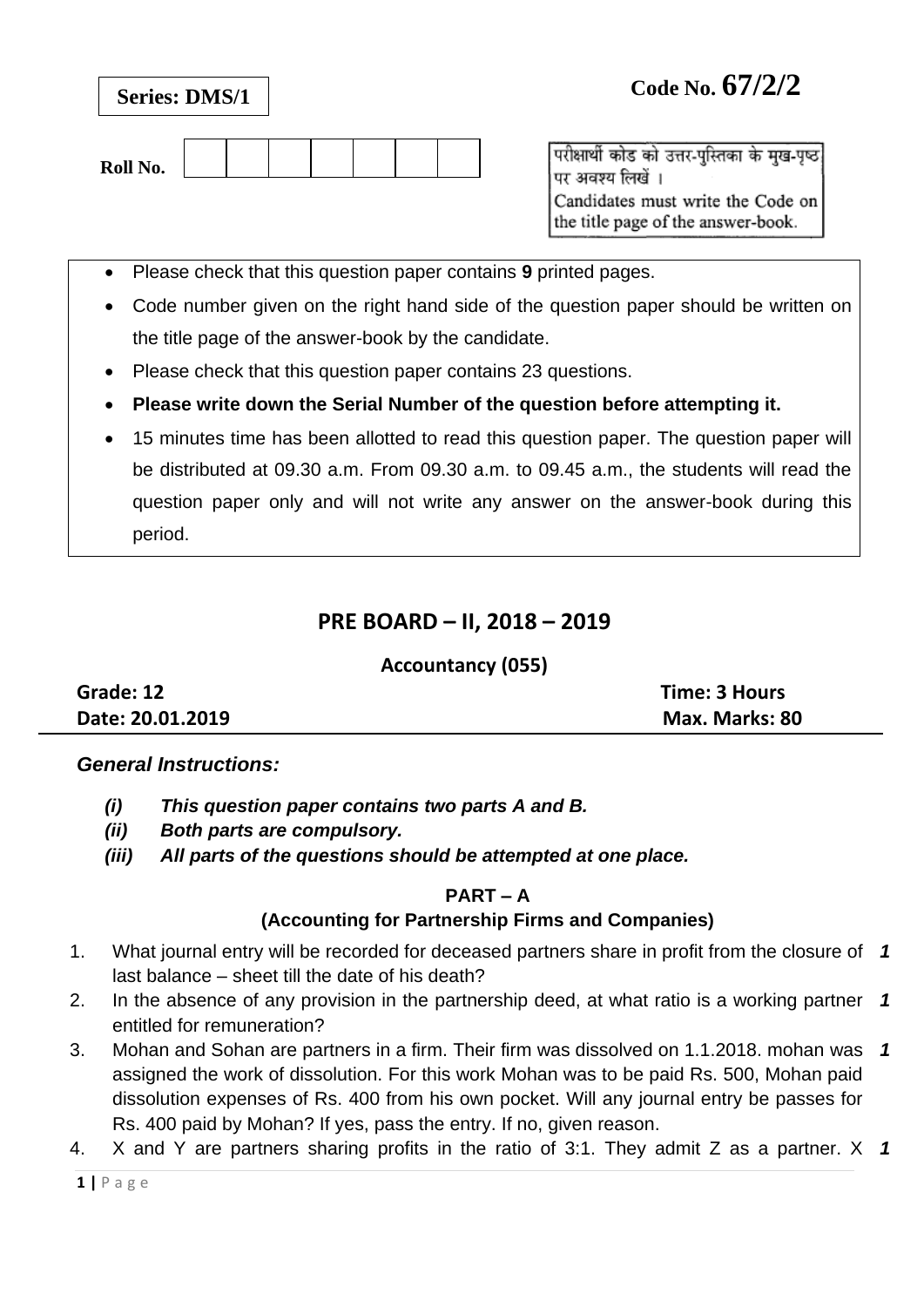**Series: DMS/1**

**Code No. 67/2/2**

**Roll No.** | | | | | | | |

परीक्षार्थी कोड को उत्तर-पुस्तिका के मुख-पृष्ठ पर अवश्य लिखें ।
Candidates must write the Code on the title page of the answer-book.

- Please check that this question paper contains **9** printed pages.
- Code number given on the right hand side of the question paper should be written on the title page of the answer-book by the candidate.
- Please check that this question paper contains 23 questions.
- **Please write down the Serial Number of the question before attempting it.**
- 15 minutes time has been allotted to read this question paper. The question paper will be distributed at 09.30 a.m. From 09.30 a.m. to 09.45 a.m., the students will read the question paper only and will not write any answer on the answer-book during this period.

# PRE BOARD – II, 2018 – 2019

**Accountancy (055)**

**Grade: 12** | **Time: 3 Hours**

**Date: 20.01.2019** | **Max. Marks: 80**

***General Instructions:***

*(i) **This question paper contains two parts A and B.***
*(ii) **Both parts are compulsory.***
*(iii) **All parts of the questions should be attempted at one place.***

## PART – A
### (Accounting for Partnership Firms and Companies)

1. What journal entry will be recorded for deceased partners share in profit from the closure of last balance – sheet till the date of his death? ***1***
2. In the absence of any provision in the partnership deed, at what ratio is a working partner entitled for remuneration? ***1***
3. Mohan and Sohan are partners in a firm. Their firm was dissolved on 1.1.2018. mohan was assigned the work of dissolution. For this work Mohan was to be paid Rs. 500, Mohan paid dissolution expenses of Rs. 400 from his own pocket. Will any journal entry be passes for Rs. 400 paid by Mohan? If yes, pass the entry. If no, given reason. ***1***
4. X and Y are partners sharing profits in the ratio of 3:1. They admit Z as a partner. X ***1***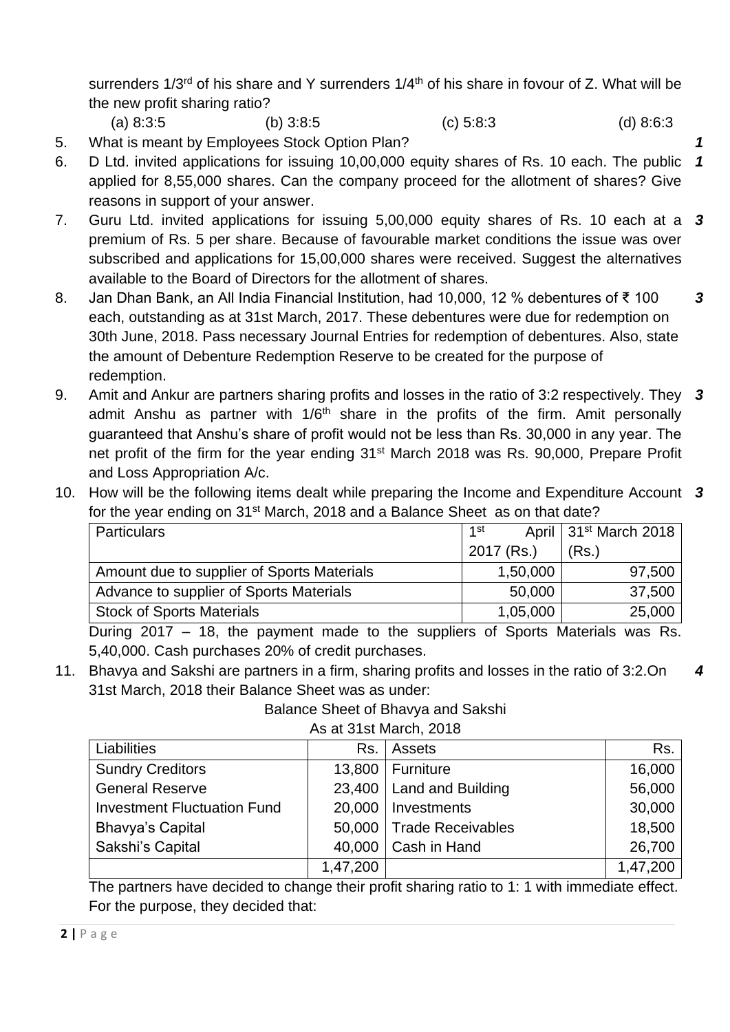surrenders 1/3rd of his share and Y surrenders 1/4th of his share in fovour of Z. What will be the new profit sharing ratio?

(a) 8:3:5 (b) 3:8:5 (c) 5:8:3 (d) 8:6:3

5. What is meant by Employees Stock Option Plan? ***1***

6. D Ltd. invited applications for issuing 10,00,000 equity shares of Rs. 10 each. The public applied for 8,55,000 shares. Can the company proceed for the allotment of shares? Give reasons in support of your answer. ***1***

7. Guru Ltd. invited applications for issuing 5,00,000 equity shares of Rs. 10 each at a premium of Rs. 5 per share. Because of favourable market conditions the issue was over subscribed and applications for 15,00,000 shares were received. Suggest the alternatives available to the Board of Directors for the allotment of shares. ***3***

8. Jan Dhan Bank, an All India Financial Institution, had 10,000, 12 % debentures of ₹ 100 each, outstanding as at 31st March, 2017. These debentures were due for redemption on 30th June, 2018. Pass necessary Journal Entries for redemption of debentures. Also, state the amount of Debenture Redemption Reserve to be created for the purpose of redemption. ***3***

9. Amit and Ankur are partners sharing profits and losses in the ratio of 3:2 respectively. They admit Anshu as partner with 1/6th share in the profits of the firm. Amit personally guaranteed that Anshu's share of profit would not be less than Rs. 30,000 in any year. The net profit of the firm for the year ending 31st March 2018 was Rs. 90,000, Prepare Profit and Loss Appropriation A/c. ***3***

10. How will be the following items dealt while preparing the Income and Expenditure Account for the year ending on 31st March, 2018 and a Balance Sheet as on that date? ***3***

| Particulars | 1st April 2017 (Rs.) | 31st March 2018 (Rs.) |
|---|---|---|
| Amount due to supplier of Sports Materials | 1,50,000 | 97,500 |
| Advance to supplier of Sports Materials | 50,000 | 37,500 |
| Stock of Sports Materials | 1,05,000 | 25,000 |

During 2017 – 18, the payment made to the suppliers of Sports Materials was Rs. 5,40,000. Cash purchases 20% of credit purchases.

11. Bhavya and Sakshi are partners in a firm, sharing profits and losses in the ratio of 3:2.On 31st March, 2018 their Balance Sheet was as under: ***4***

Balance Sheet of Bhavya and Sakshi

As at 31st March, 2018

| Liabilities | Rs. | Assets | Rs. |
|---|---|---|---|
| Sundry Creditors | 13,800 | Furniture | 16,000 |
| General Reserve | 23,400 | Land and Building | 56,000 |
| Investment Fluctuation Fund | 20,000 | Investments | 30,000 |
| Bhavya's Capital | 50,000 | Trade Receivables | 18,500 |
| Sakshi's Capital | 40,000 | Cash in Hand | 26,700 |
| | 1,47,200 | | 1,47,200 |

The partners have decided to change their profit sharing ratio to 1: 1 with immediate effect. For the purpose, they decided that: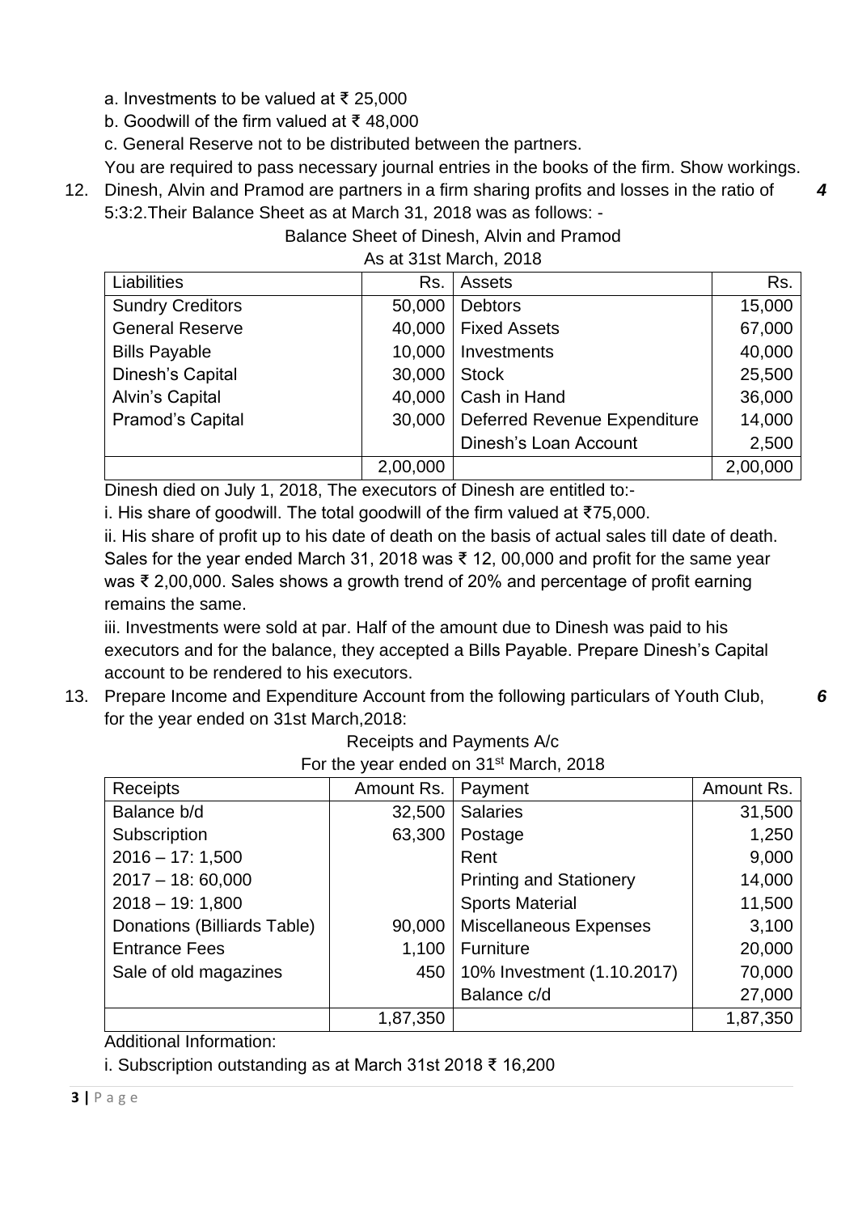a. Investments to be valued at ₹ 25,000

b. Goodwill of the firm valued at ₹ 48,000

c. General Reserve not to be distributed between the partners.

You are required to pass necessary journal entries in the books of the firm. Show workings.

12. Dinesh, Alvin and Pramod are partners in a firm sharing profits and losses in the ratio of 5:3:2.Their Balance Sheet as at March 31, 2018 was as follows: - ***4***

Balance Sheet of Dinesh, Alvin and Pramod

As at 31st March, 2018

| Liabilities | Rs. | Assets | Rs. |
|---|---|---|---|
| Sundry Creditors | 50,000 | Debtors | 15,000 |
| General Reserve | 40,000 | Fixed Assets | 67,000 |
| Bills Payable | 10,000 | Investments | 40,000 |
| Dinesh's Capital | 30,000 | Stock | 25,500 |
| Alvin's Capital | 40,000 | Cash in Hand | 36,000 |
| Pramod's Capital | 30,000 | Deferred Revenue Expenditure | 14,000 |
| | | Dinesh's Loan Account | 2,500 |
| | 2,00,000 | | 2,00,000 |

Dinesh died on July 1, 2018, The executors of Dinesh are entitled to:-

i. His share of goodwill. The total goodwill of the firm valued at ₹75,000.

ii. His share of profit up to his date of death on the basis of actual sales till date of death. Sales for the year ended March 31, 2018 was ₹ 12, 00,000 and profit for the same year was ₹ 2,00,000. Sales shows a growth trend of 20% and percentage of profit earning remains the same.

iii. Investments were sold at par. Half of the amount due to Dinesh was paid to his executors and for the balance, they accepted a Bills Payable. Prepare Dinesh's Capital account to be rendered to his executors.

13. Prepare Income and Expenditure Account from the following particulars of Youth Club, for the year ended on 31st March,2018: ***6***

Receipts and Payments A/c

For the year ended on 31st March, 2018

| Receipts | Amount Rs. | Payment | Amount Rs. |
|---|---|---|---|
| Balance b/d | 32,500 | Salaries | 31,500 |
| Subscription | 63,300 | Postage | 1,250 |
| 2016 – 17: 1,500 | | Rent | 9,000 |
| 2017 – 18: 60,000 | | Printing and Stationery | 14,000 |
| 2018 – 19: 1,800 | | Sports Material | 11,500 |
| Donations (Billiards Table) | 90,000 | Miscellaneous Expenses | 3,100 |
| Entrance Fees | 1,100 | Furniture | 20,000 |
| Sale of old magazines | 450 | 10% Investment (1.10.2017) | 70,000 |
| | | Balance c/d | 27,000 |
| | 1,87,350 | | 1,87,350 |

Additional Information:

i. Subscription outstanding as at March 31st 2018 ₹ 16,200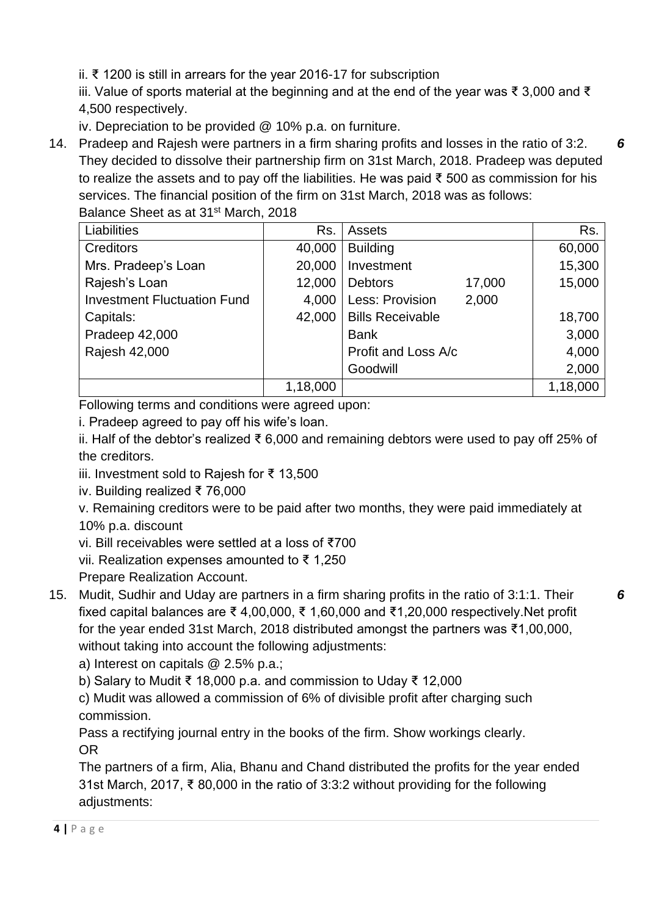ii. ₹ 1200 is still in arrears for the year 2016-17 for subscription

iii. Value of sports material at the beginning and at the end of the year was ₹ 3,000 and ₹ 4,500 respectively.

iv. Depreciation to be provided @ 10% p.a. on furniture.

14. Pradeep and Rajesh were partners in a firm sharing profits and losses in the ratio of 3:2. They decided to dissolve their partnership firm on 31st March, 2018. Pradeep was deputed to realize the assets and to pay off the liabilities. He was paid ₹ 500 as commission for his services. The financial position of the firm on 31st March, 2018 was as follows: ***6***

Balance Sheet as at 31st March, 2018

| Liabilities | Rs. | Assets | | Rs. |
|---|---|---|---|---|
| Creditors | 40,000 | Building | | 60,000 |
| Mrs. Pradeep's Loan | 20,000 | Investment | | 15,300 |
| Rajesh's Loan | 12,000 | Debtors | 17,000 | 15,000 |
| Investment Fluctuation Fund | 4,000 | Less: Provision | 2,000 | |
| Capitals: | 42,000 | Bills Receivable | | 18,700 |
| Pradeep 42,000 | | Bank | | 3,000 |
| Rajesh 42,000 | | Profit and Loss A/c | | 4,000 |
| | | Goodwill | | 2,000 |
| | 1,18,000 | | | 1,18,000 |

Following terms and conditions were agreed upon:

i. Pradeep agreed to pay off his wife's loan.

ii. Half of the debtor's realized ₹ 6,000 and remaining debtors were used to pay off 25% of the creditors.

iii. Investment sold to Rajesh for ₹ 13,500

iv. Building realized ₹ 76,000

v. Remaining creditors were to be paid after two months, they were paid immediately at 10% p.a. discount

vi. Bill receivables were settled at a loss of ₹700

vii. Realization expenses amounted to ₹ 1,250

Prepare Realization Account.

15. Mudit, Sudhir and Uday are partners in a firm sharing profits in the ratio of 3:1:1. Their fixed capital balances are ₹ 4,00,000, ₹ 1,60,000 and ₹1,20,000 respectively.Net profit for the year ended 31st March, 2018 distributed amongst the partners was ₹1,00,000, without taking into account the following adjustments: ***6***

a) Interest on capitals @ 2.5% p.a.;

b) Salary to Mudit ₹ 18,000 p.a. and commission to Uday ₹ 12,000

c) Mudit was allowed a commission of 6% of divisible profit after charging such commission.

Pass a rectifying journal entry in the books of the firm. Show workings clearly.

OR

The partners of a firm, Alia, Bhanu and Chand distributed the profits for the year ended 31st March, 2017, ₹ 80,000 in the ratio of 3:3:2 without providing for the following adjustments: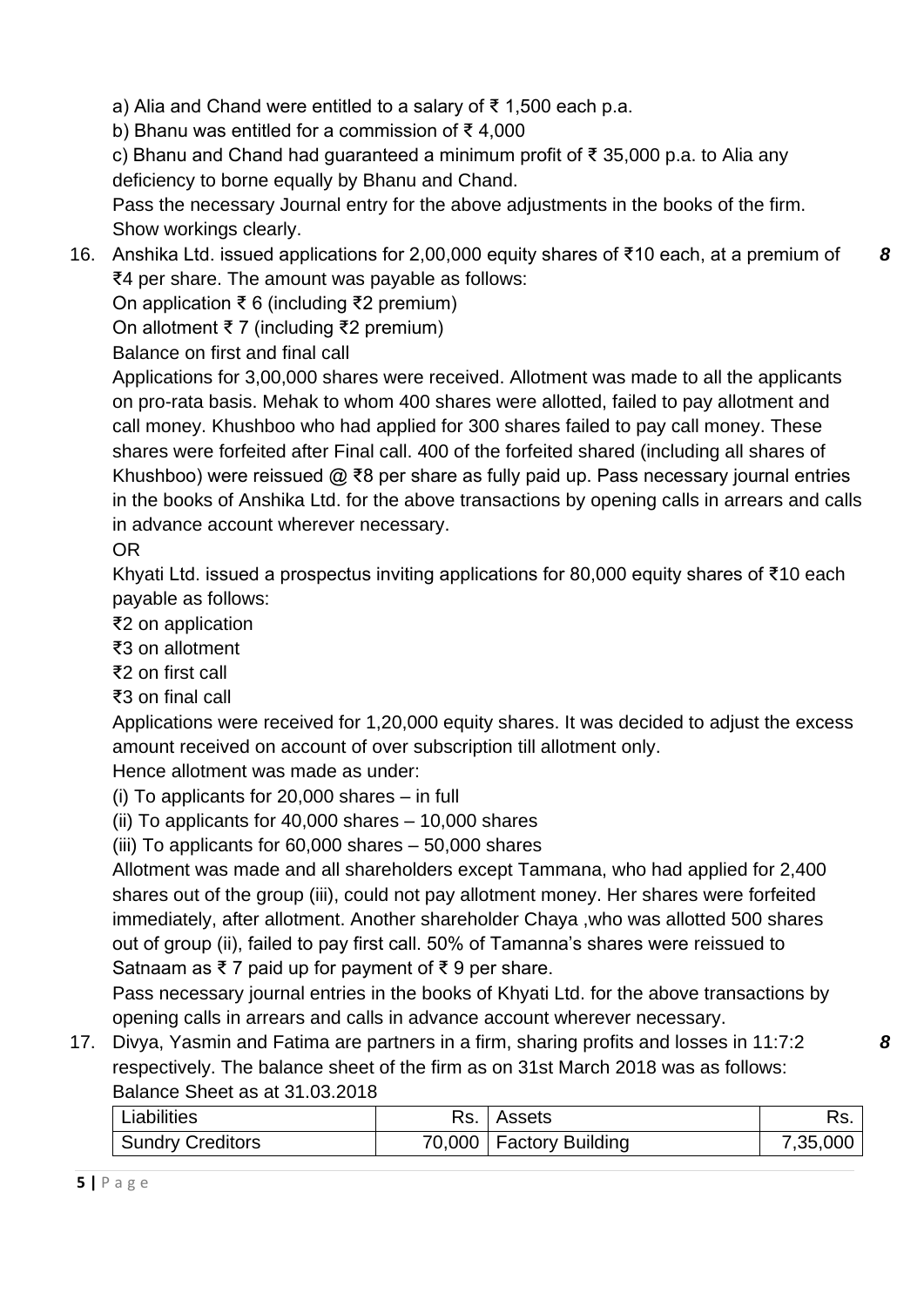a) Alia and Chand were entitled to a salary of ₹ 1,500 each p.a.

b) Bhanu was entitled for a commission of ₹ 4,000

c) Bhanu and Chand had guaranteed a minimum profit of ₹ 35,000 p.a. to Alia any deficiency to borne equally by Bhanu and Chand.

Pass the necessary Journal entry for the above adjustments in the books of the firm. Show workings clearly.

16. Anshika Ltd. issued applications for 2,00,000 equity shares of ₹10 each, at a premium of ₹4 per share. The amount was payable as follows: ***8***

On application ₹ 6 (including ₹2 premium)

On allotment ₹ 7 (including ₹2 premium)

Balance on first and final call

Applications for 3,00,000 shares were received. Allotment was made to all the applicants on pro-rata basis. Mehak to whom 400 shares were allotted, failed to pay allotment and call money. Khushboo who had applied for 300 shares failed to pay call money. These shares were forfeited after Final call. 400 of the forfeited shared (including all shares of Khushboo) were reissued @ ₹8 per share as fully paid up. Pass necessary journal entries in the books of Anshika Ltd. for the above transactions by opening calls in arrears and calls in advance account wherever necessary.

OR

Khyati Ltd. issued a prospectus inviting applications for 80,000 equity shares of ₹10 each payable as follows:

₹2 on application

₹3 on allotment

₹2 on first call

₹3 on final call

Applications were received for 1,20,000 equity shares. It was decided to adjust the excess amount received on account of over subscription till allotment only.

Hence allotment was made as under:

(i) To applicants for 20,000 shares – in full

(ii) To applicants for 40,000 shares – 10,000 shares

(iii) To applicants for 60,000 shares – 50,000 shares

Allotment was made and all shareholders except Tammana, who had applied for 2,400 shares out of the group (iii), could not pay allotment money. Her shares were forfeited immediately, after allotment. Another shareholder Chaya ,who was allotted 500 shares out of group (ii), failed to pay first call. 50% of Tamanna's shares were reissued to Satnaam as ₹ 7 paid up for payment of ₹ 9 per share.

Pass necessary journal entries in the books of Khyati Ltd. for the above transactions by opening calls in arrears and calls in advance account wherever necessary.

17. Divya, Yasmin and Fatima are partners in a firm, sharing profits and losses in 11:7:2 respectively. The balance sheet of the firm as on 31st March 2018 was as follows: ***8***

Balance Sheet as at 31.03.2018

| Liabilities | Rs. | Assets | Rs. |
|---|---|---|---|
| Sundry Creditors | 70,000 | Factory Building | 7,35,000 |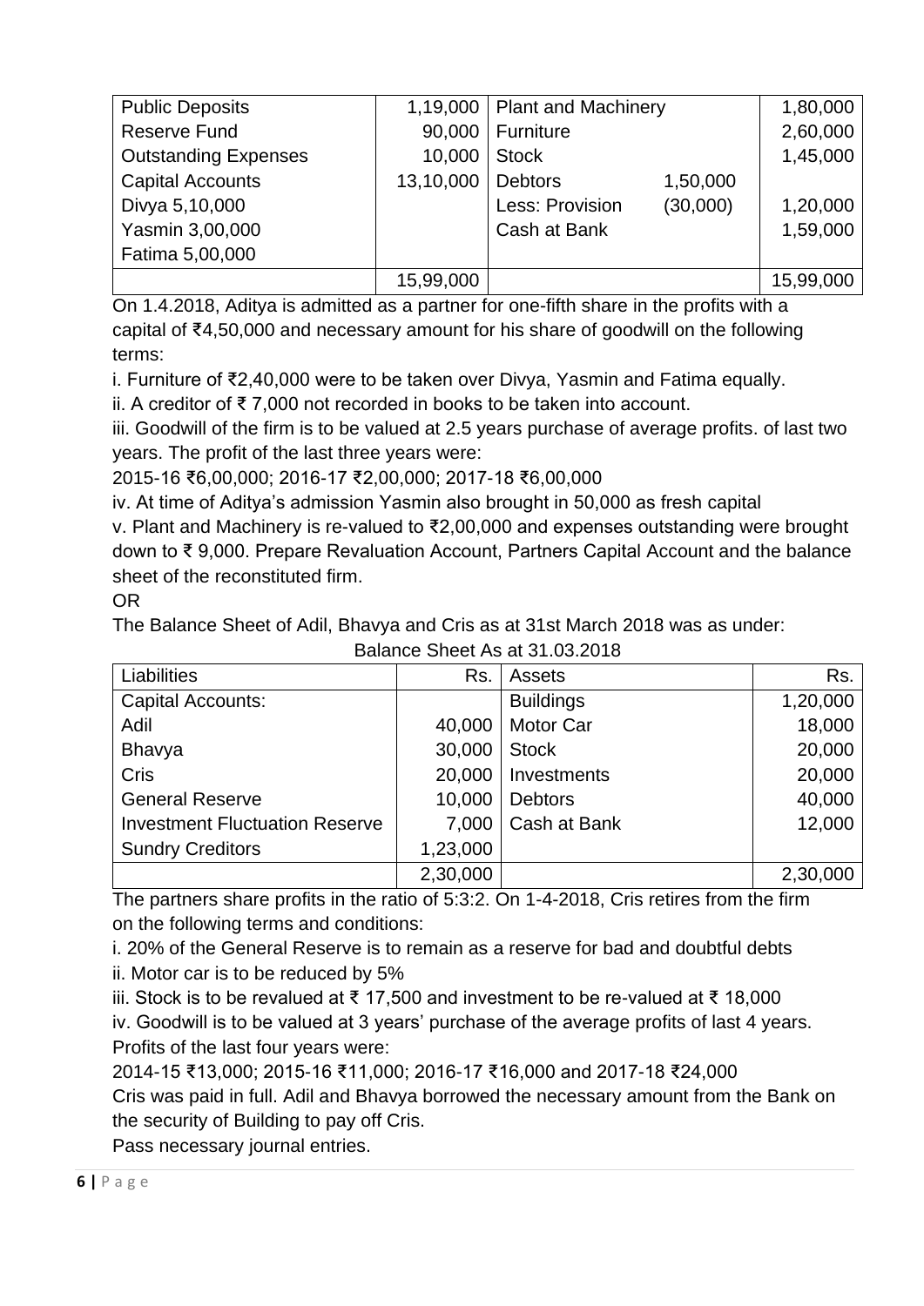| Public Deposits | 1,19,000 | Plant and Machinery | | 1,80,000 |
|---|---|---|---|---|
| Reserve Fund | 90,000 | Furniture | | 2,60,000 |
| Outstanding Expenses | 10,000 | Stock | | 1,45,000 |
| Capital Accounts | 13,10,000 | Debtors | 1,50,000 | |
| Divya 5,10,000 | | Less: Provision | (30,000) | 1,20,000 |
| Yasmin 3,00,000 | | Cash at Bank | | 1,59,000 |
| Fatima 5,00,000 | | | | |
| | 15,99,000 | | | 15,99,000 |

On 1.4.2018, Aditya is admitted as a partner for one-fifth share in the profits with a capital of ₹4,50,000 and necessary amount for his share of goodwill on the following terms:

i. Furniture of ₹2,40,000 were to be taken over Divya, Yasmin and Fatima equally.

ii. A creditor of ₹ 7,000 not recorded in books to be taken into account.

iii. Goodwill of the firm is to be valued at 2.5 years purchase of average profits. of last two years. The profit of the last three years were:

2015-16 ₹6,00,000; 2016-17 ₹2,00,000; 2017-18 ₹6,00,000

iv. At time of Aditya's admission Yasmin also brought in 50,000 as fresh capital

v. Plant and Machinery is re-valued to ₹2,00,000 and expenses outstanding were brought down to ₹ 9,000. Prepare Revaluation Account, Partners Capital Account and the balance sheet of the reconstituted firm.

OR

The Balance Sheet of Adil, Bhavya and Cris as at 31st March 2018 was as under:

Balance Sheet As at 31.03.2018

| Liabilities | Rs. | Assets | Rs. |
|---|---|---|---|
| Capital Accounts: | | Buildings | 1,20,000 |
| Adil | 40,000 | Motor Car | 18,000 |
| Bhavya | 30,000 | Stock | 20,000 |
| Cris | 20,000 | Investments | 20,000 |
| General Reserve | 10,000 | Debtors | 40,000 |
| Investment Fluctuation Reserve | 7,000 | Cash at Bank | 12,000 |
| Sundry Creditors | 1,23,000 | | |
| | 2,30,000 | | 2,30,000 |

The partners share profits in the ratio of 5:3:2. On 1-4-2018, Cris retires from the firm on the following terms and conditions:

i. 20% of the General Reserve is to remain as a reserve for bad and doubtful debts

ii. Motor car is to be reduced by 5%

iii. Stock is to be revalued at ₹ 17,500 and investment to be re-valued at ₹ 18,000

iv. Goodwill is to be valued at 3 years' purchase of the average profits of last 4 years.

Profits of the last four years were:

2014-15 ₹13,000; 2015-16 ₹11,000; 2016-17 ₹16,000 and 2017-18 ₹24,000

Cris was paid in full. Adil and Bhavya borrowed the necessary amount from the Bank on the security of Building to pay off Cris.

Pass necessary journal entries.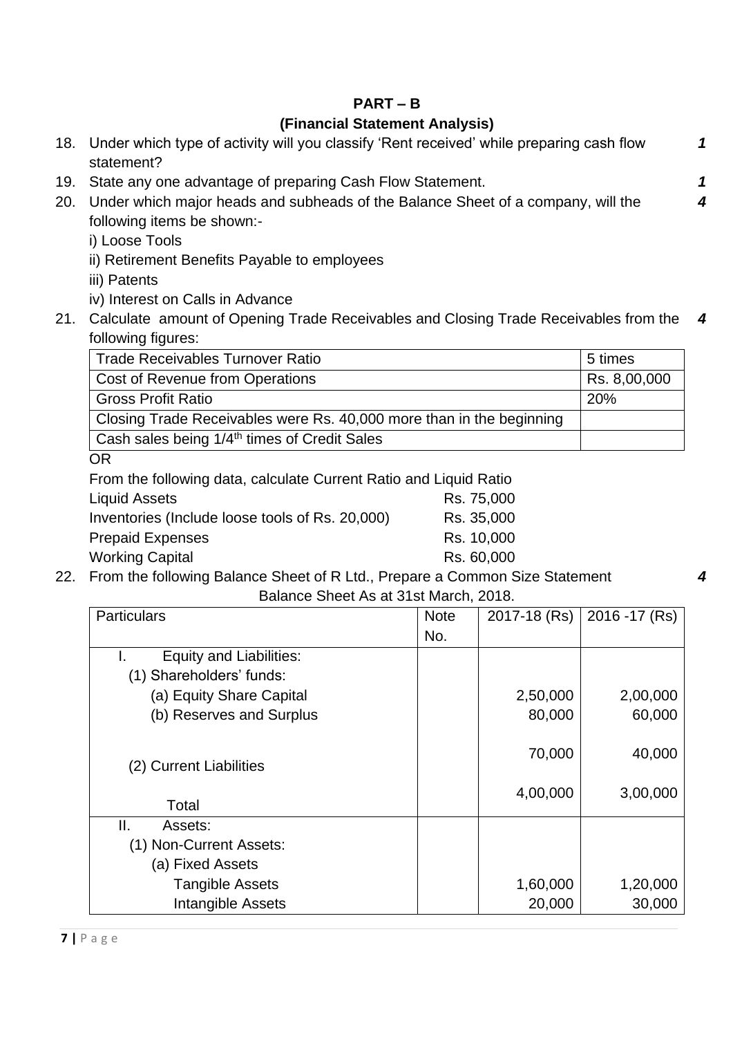## PART – B
## (Financial Statement Analysis)

18. Under which type of activity will you classify 'Rent received' while preparing cash flow statement? ***1***

19. State any one advantage of preparing Cash Flow Statement. ***1***

20. Under which major heads and subheads of the Balance Sheet of a company, will the following items be shown:- ***4***
    i) Loose Tools
    ii) Retirement Benefits Payable to employees
    iii) Patents
    iv) Interest on Calls in Advance

21. Calculate amount of Opening Trade Receivables and Closing Trade Receivables from the following figures: ***4***

| Trade Receivables Turnover Ratio | 5 times |
|---|---|
| Cost of Revenue from Operations | Rs. 8,00,000 |
| Gross Profit Ratio | 20% |
| Closing Trade Receivables were Rs. 40,000 more than in the beginning | |
| Cash sales being 1/4th times of Credit Sales | |

OR

From the following data, calculate Current Ratio and Liquid Ratio

| | |
|---|---|
| Liquid Assets | Rs. 75,000 |
| Inventories (Include loose tools of Rs. 20,000) | Rs. 35,000 |
| Prepaid Expenses | Rs. 10,000 |
| Working Capital | Rs. 60,000 |

22. From the following Balance Sheet of R Ltd., Prepare a Common Size Statement ***4***

Balance Sheet As at 31st March, 2018.

| Particulars | Note No. | 2017-18 (Rs) | 2016 -17 (Rs) |
|---|---|---|---|
| I. Equity and Liabilities: | | | |
| (1) Shareholders' funds: | | | |
| (a) Equity Share Capital | | 2,50,000 | 2,00,000 |
| (b) Reserves and Surplus | | 80,000 | 60,000 |
| (2) Current Liabilities | | 70,000 | 40,000 |
| Total | | 4,00,000 | 3,00,000 |
| II. Assets: | | | |
| (1) Non-Current Assets: | | | |
| (a) Fixed Assets | | | |
| Tangible Assets | | 1,60,000 | 1,20,000 |
| Intangible Assets | | 20,000 | 30,000 |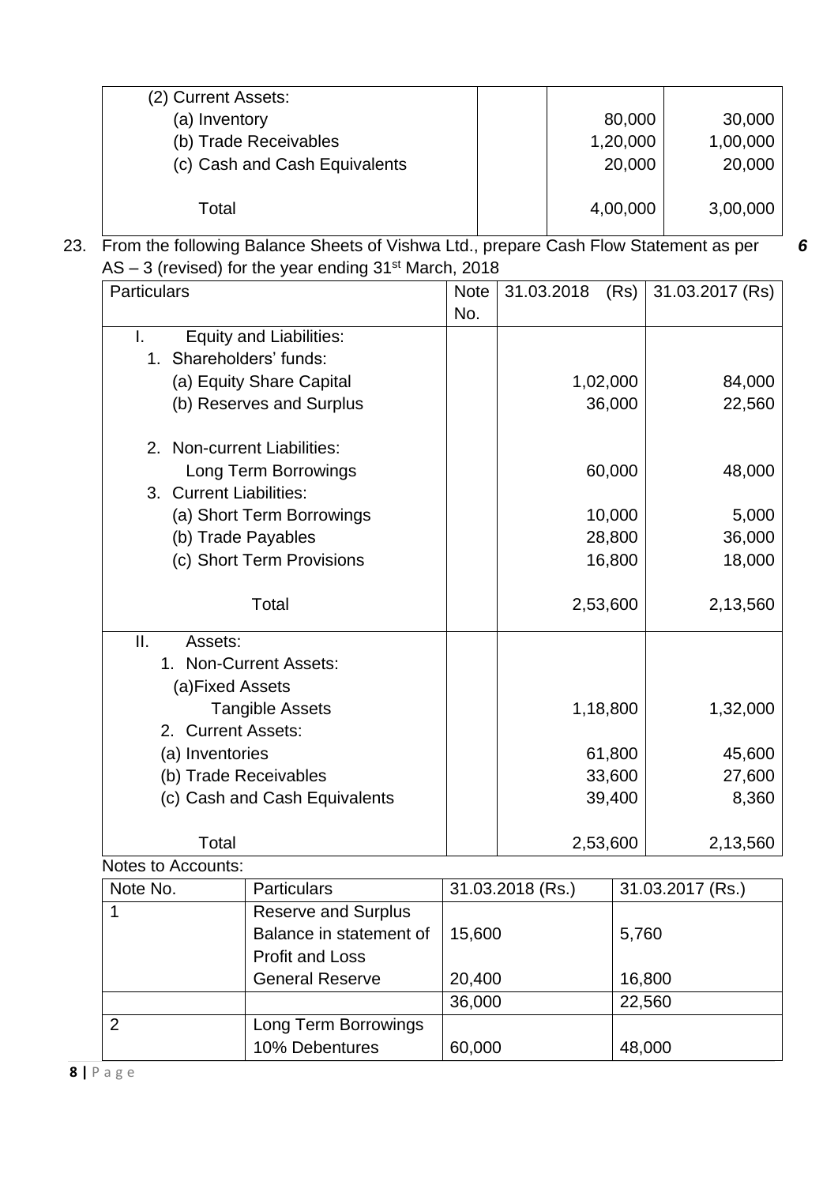| (2) Current Assets: | | | |
|---|---|---|---|
| (a) Inventory | | 80,000 | 30,000 |
| (b) Trade Receivables | | 1,20,000 | 1,00,000 |
| (c) Cash and Cash Equivalents | | 20,000 | 20,000 |
| Total | | 4,00,000 | 3,00,000 |

23. From the following Balance Sheets of Vishwa Ltd., prepare Cash Flow Statement as per AS – 3 (revised) for the year ending 31st March, 2018 ***6***

| Particulars | Note No. | 31.03.2018 (Rs) | 31.03.2017 (Rs) |
|---|---|---|---|
| I. Equity and Liabilities: | | | |
| 1. Shareholders' funds: | | | |
| (a) Equity Share Capital | | 1,02,000 | 84,000 |
| (b) Reserves and Surplus | | 36,000 | 22,560 |
| 2. Non-current Liabilities: | | | |
| Long Term Borrowings | | 60,000 | 48,000 |
| 3. Current Liabilities: | | | |
| (a) Short Term Borrowings | | 10,000 | 5,000 |
| (b) Trade Payables | | 28,800 | 36,000 |
| (c) Short Term Provisions | | 16,800 | 18,000 |
| Total | | 2,53,600 | 2,13,560 |
| II. Assets: | | | |
| 1. Non-Current Assets: | | | |
| (a)Fixed Assets | | | |
| Tangible Assets | | 1,18,800 | 1,32,000 |
| 2. Current Assets: | | | |
| (a) Inventories | | 61,800 | 45,600 |
| (b) Trade Receivables | | 33,600 | 27,600 |
| (c) Cash and Cash Equivalents | | 39,400 | 8,360 |
| Total | | 2,53,600 | 2,13,560 |

Notes to Accounts:

| Note No. | Particulars | 31.03.2018 (Rs.) | 31.03.2017 (Rs.) |
|---|---|---|---|
| 1 | Reserve and Surplus | | |
| | Balance in statement of Profit and Loss | 15,600 | 5,760 |
| | General Reserve | 20,400 | 16,800 |
| | | 36,000 | 22,560 |
| 2 | Long Term Borrowings | | |
| | 10% Debentures | 60,000 | 48,000 |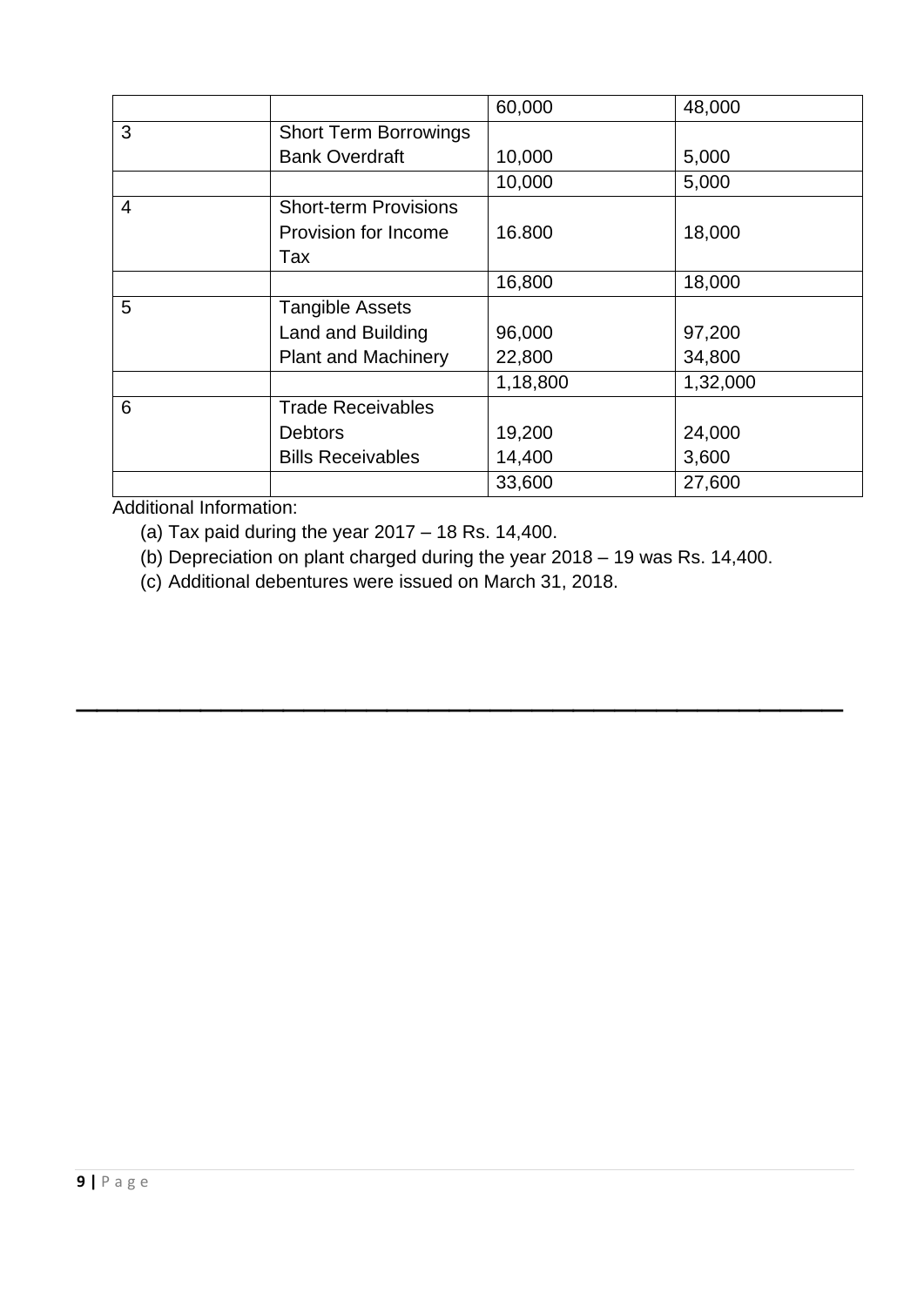| | | | |
|---|---|---|---|
| | | 60,000 | 48,000 |
| 3 | Short Term Borrowings<br>Bank Overdraft | <br>10,000 | <br>5,000 |
| | | 10,000 | 5,000 |
| 4 | Short-term Provisions<br>Provision for Income Tax | <br>16.800 | <br>18,000 |
| | | 16,800 | 18,000 |
| 5 | Tangible Assets<br>Land and Building<br>Plant and Machinery | <br>96,000<br>22,800 | <br>97,200<br>34,800 |
| | | 1,18,800 | 1,32,000 |
| 6 | Trade Receivables<br>Debtors<br>Bills Receivables | <br>19,200<br>14,400 | <br>24,000<br>3,600 |
| | | 33,600 | 27,600 |

Additional Information:

(a) Tax paid during the year 2017 – 18 Rs. 14,400.

(b) Depreciation on plant charged during the year 2018 – 19 was Rs. 14,400.

(c) Additional debentures were issued on March 31, 2018.

---